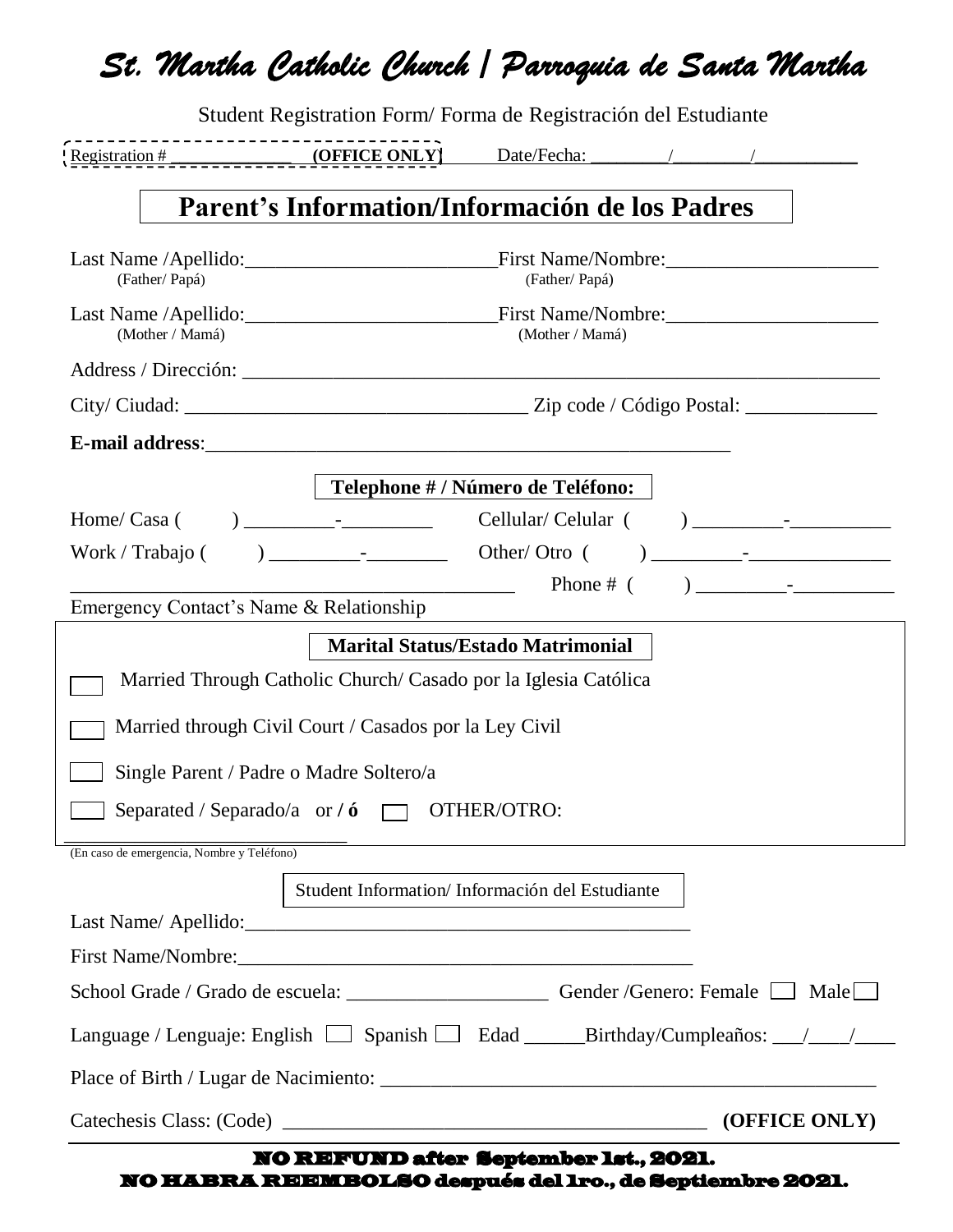// St. Martha Catholic Church / Parroquia de Santa Martha

Student Registration Form/ Forma de Registración del Estudiante

Registration # _____________ **(OFFICE ONLY)** Date/Fecha: ________/________/__________

## Parent's Information/Información de los Padres

Last Name /Apellido: _________________________ First Name/Nombre: _____________________
(Father/ Papá) (Father/ Papá)

Last Name /Apellido: _________________________ First Name/Nombre: _____________________
(Mother / Mamá) (Mother / Mamá)

Address / Dirección: _______________________________________________________________

City/ Ciudad: __________________________________ Zip code / Código Postal: _____________

**E-mail address**: ____________________________________________________

**Telephone # / Número de Teléfono:**

Home/ Casa ( ) _________-_________ Cellular/ Celular ( ) _________-__________

Work / Trabajo ( ) _________-________ Other/ Otro ( ) _________-______________

____________________________________________ Phone # ( ) _________-__________
Emergency Contact's Name & Relationship

**Marital Status/Estado Matrimonial**

- ☐ Married Through Catholic Church/ Casado por la Iglesia Católica
- ☐ Married through Civil Court / Casados por la Ley Civil
- ☐ Single Parent / Padre o Madre Soltero/a
- ☐ Separated / Separado/a or **/ ó** ☐ OTHER/OTRO:

_____________________________
(En caso de emergencia, Nombre y Teléfono)

Student Information/ Información del Estudiante

Last Name/ Apellido: ____________________________________________

First Name/Nombre: _____________________________________________

School Grade / Grado de escuela: ____________________ Gender /Genero: Female ☐ Male ☐

Language / Lenguaje: English ☐ Spanish ☐ Edad ______Birthday/Cumpleaños: ___/____/____

Place of Birth / Lugar de Nacimiento: _________________________________________________

Catechesis Class: (Code) __________________________________________ **(OFFICE ONLY)**

**NO REFUND after September 1st., 2021.**
**NO HABRA REEMBOLSO después del 1ro., de Septiembre 2021.**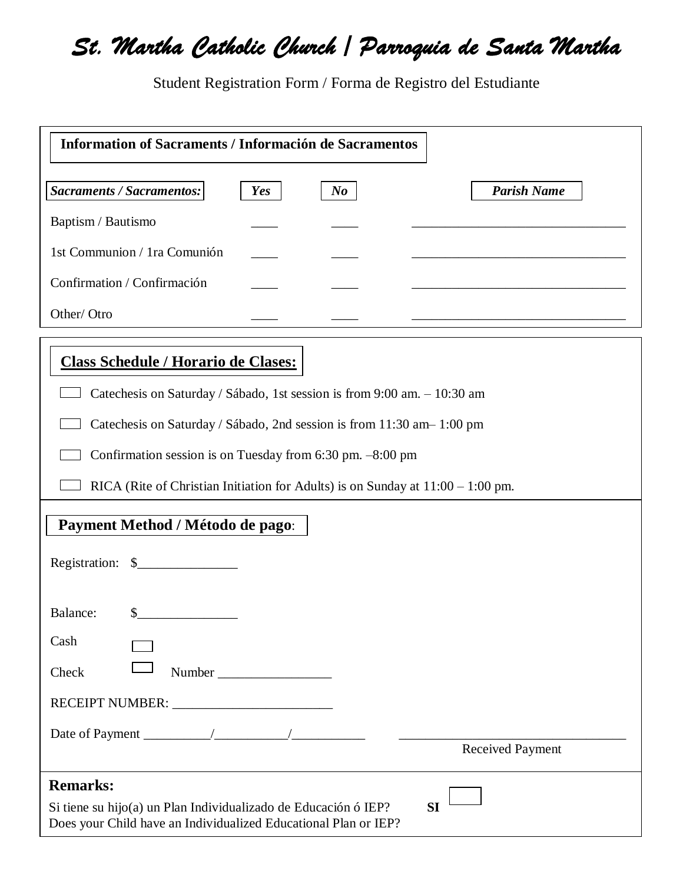# *St. Martha Catholic Church / Parroquia de Santa Martha*

Student Registration Form / Forma de Registro del Estudiante

**Information of Sacraments / Información de Sacramentos**

| *Sacraments / Sacramentos:* | *Yes* | *No* | *Parish Name* |
|---|---|---|---|
| Baptism / Bautismo | ____ | ____ | ________________________________ |
| 1st Communion / 1ra Comunión | ____ | ____ | ________________________________ |
| Confirmation / Confirmación | ____ | ____ | ________________________________ |
| Other/ Otro | ____ | ____ | ________________________________ |

**Class Schedule / Horario de Clases:**

- ☐ Catechesis on Saturday / Sábado, 1st session is from 9:00 am. – 10:30 am
- ☐ Catechesis on Saturday / Sábado, 2nd session is from 11:30 am– 1:00 pm
- ☐ Confirmation session is on Tuesday from 6:30 pm. –8:00 pm
- ☐ RICA (Rite of Christian Initiation for Adults) is on Sunday at 11:00 – 1:00 pm.

**Payment Method / Método de pago**:

Registration: $_______________

Balance: $_______________

Cash ☐

Check ☐ Number _________________

RECEIPT NUMBER: ________________________

Date of Payment __________/___________/___________

__________________________________
Received Payment

**Remarks:**

Si tiene su hijo(a) un Plan Individualizado de Educación ó IEP? **SI** ☐
Does your Child have an Individualized Educational Plan or IEP?